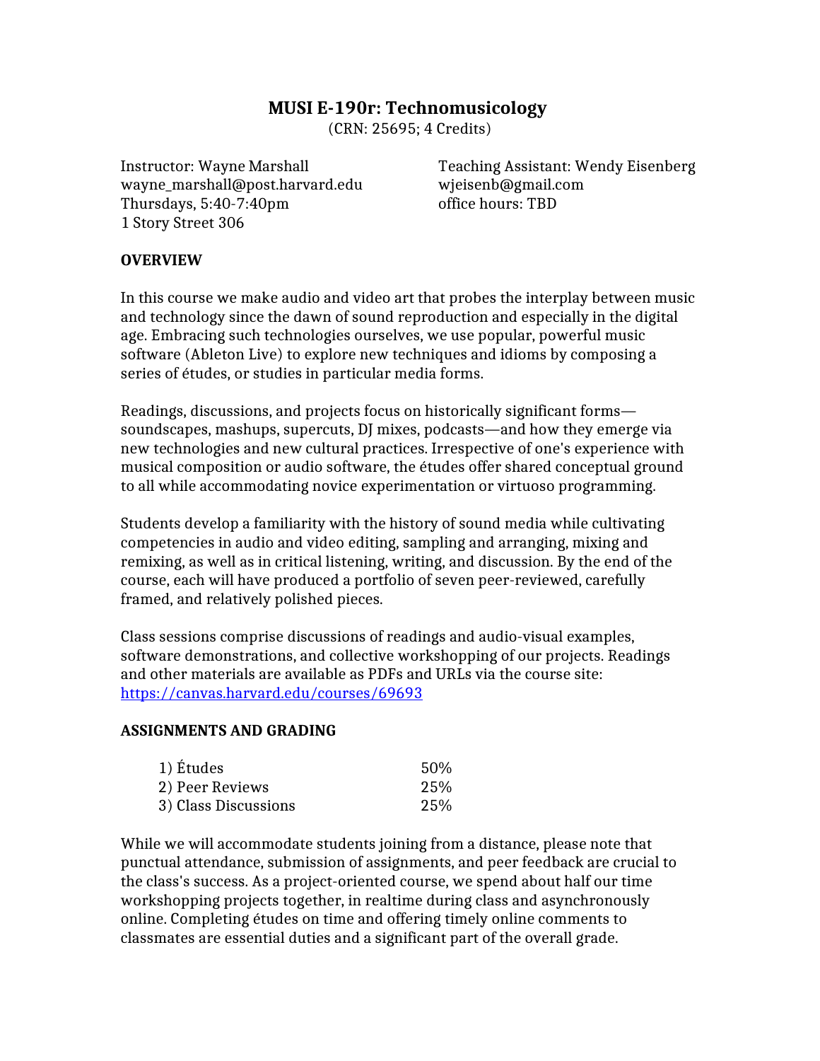# MUSI E-190r: Technomusicology

(CRN: 25695; 4 Credits)

Instructor: Wayne Marshall
wayne_marshall@post.harvard.edu
Thursdays, 5:40-7:40pm
1 Story Street 306

Teaching Assistant: Wendy Eisenberg
wjeisenb@gmail.com
office hours: TBD

## OVERVIEW

In this course we make audio and video art that probes the interplay between music and technology since the dawn of sound reproduction and especially in the digital age. Embracing such technologies ourselves, we use popular, powerful music software (Ableton Live) to explore new techniques and idioms by composing a series of études, or studies in particular media forms.

Readings, discussions, and projects focus on historically significant forms—soundscapes, mashups, supercuts, DJ mixes, podcasts—and how they emerge via new technologies and new cultural practices. Irrespective of one's experience with musical composition or audio software, the études offer shared conceptual ground to all while accommodating novice experimentation or virtuoso programming.

Students develop a familiarity with the history of sound media while cultivating competencies in audio and video editing, sampling and arranging, mixing and remixing, as well as in critical listening, writing, and discussion. By the end of the course, each will have produced a portfolio of seven peer-reviewed, carefully framed, and relatively polished pieces.

Class sessions comprise discussions of readings and audio-visual examples, software demonstrations, and collective workshopping of our projects. Readings and other materials are available as PDFs and URLs via the course site: https://canvas.harvard.edu/courses/69693

## ASSIGNMENTS AND GRADING

| | |
|---|---|
| 1) Études | 50% |
| 2) Peer Reviews | 25% |
| 3) Class Discussions | 25% |

While we will accommodate students joining from a distance, please note that punctual attendance, submission of assignments, and peer feedback are crucial to the class's success. As a project-oriented course, we spend about half our time workshopping projects together, in realtime during class and asynchronously online. Completing études on time and offering timely online comments to classmates are essential duties and a significant part of the overall grade.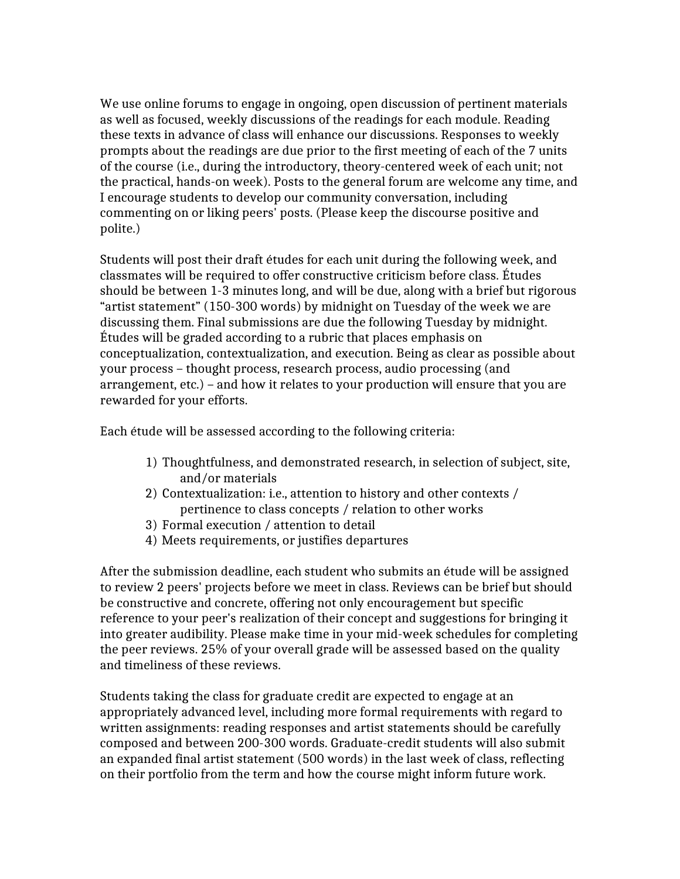We use online forums to engage in ongoing, open discussion of pertinent materials as well as focused, weekly discussions of the readings for each module. Reading these texts in advance of class will enhance our discussions. Responses to weekly prompts about the readings are due prior to the first meeting of each of the 7 units of the course (i.e., during the introductory, theory-centered week of each unit; not the practical, hands-on week). Posts to the general forum are welcome any time, and I encourage students to develop our community conversation, including commenting on or liking peers' posts. (Please keep the discourse positive and polite.)

Students will post their draft études for each unit during the following week, and classmates will be required to offer constructive criticism before class. Études should be between 1-3 minutes long, and will be due, along with a brief but rigorous "artist statement" (150-300 words) by midnight on Tuesday of the week we are discussing them. Final submissions are due the following Tuesday by midnight. Études will be graded according to a rubric that places emphasis on conceptualization, contextualization, and execution. Being as clear as possible about your process – thought process, research process, audio processing (and arrangement, etc.) – and how it relates to your production will ensure that you are rewarded for your efforts.

Each étude will be assessed according to the following criteria:

1) Thoughtfulness, and demonstrated research, in selection of subject, site, and/or materials
2) Contextualization: i.e., attention to history and other contexts / pertinence to class concepts / relation to other works
3) Formal execution / attention to detail
4) Meets requirements, or justifies departures

After the submission deadline, each student who submits an étude will be assigned to review 2 peers' projects before we meet in class. Reviews can be brief but should be constructive and concrete, offering not only encouragement but specific reference to your peer's realization of their concept and suggestions for bringing it into greater audibility. Please make time in your mid-week schedules for completing the peer reviews. 25% of your overall grade will be assessed based on the quality and timeliness of these reviews.

Students taking the class for graduate credit are expected to engage at an appropriately advanced level, including more formal requirements with regard to written assignments: reading responses and artist statements should be carefully composed and between 200-300 words. Graduate-credit students will also submit an expanded final artist statement (500 words) in the last week of class, reflecting on their portfolio from the term and how the course might inform future work.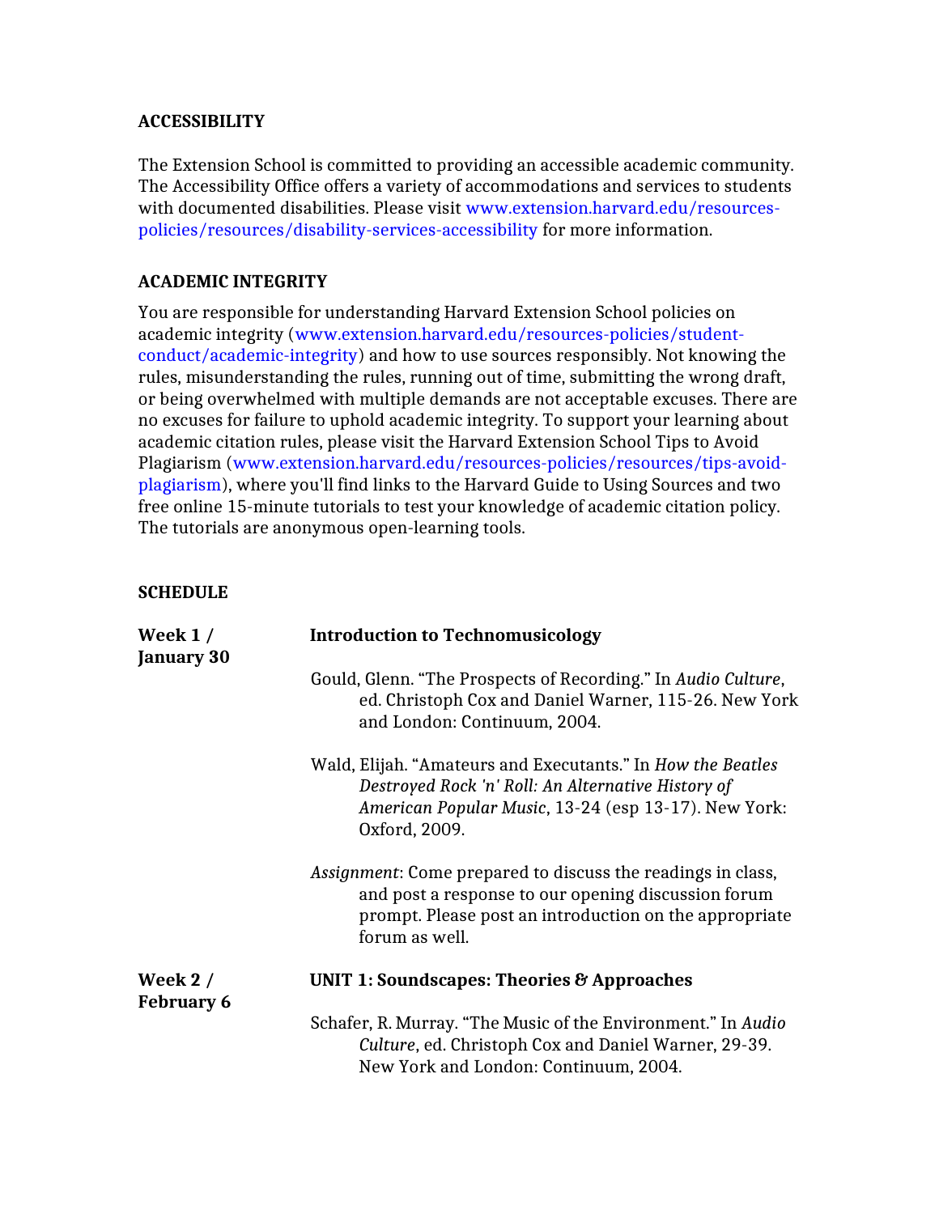## ACCESSIBILITY

The Extension School is committed to providing an accessible academic community. The Accessibility Office offers a variety of accommodations and services to students with documented disabilities. Please visit www.extension.harvard.edu/resources-policies/resources/disability-services-accessibility for more information.

## ACADEMIC INTEGRITY

You are responsible for understanding Harvard Extension School policies on academic integrity (www.extension.harvard.edu/resources-policies/student-conduct/academic-integrity) and how to use sources responsibly. Not knowing the rules, misunderstanding the rules, running out of time, submitting the wrong draft, or being overwhelmed with multiple demands are not acceptable excuses. There are no excuses for failure to uphold academic integrity. To support your learning about academic citation rules, please visit the Harvard Extension School Tips to Avoid Plagiarism (www.extension.harvard.edu/resources-policies/resources/tips-avoid-plagiarism), where you'll find links to the Harvard Guide to Using Sources and two free online 15-minute tutorials to test your knowledge of academic citation policy. The tutorials are anonymous open-learning tools.

## SCHEDULE

**Week 1 / January 30** — **Introduction to Technomusicology**

Gould, Glenn. "The Prospects of Recording." In *Audio Culture*, ed. Christoph Cox and Daniel Warner, 115-26. New York and London: Continuum, 2004.

Wald, Elijah. "Amateurs and Executants." In *How the Beatles Destroyed Rock 'n' Roll: An Alternative History of American Popular Music*, 13-24 (esp 13-17). New York: Oxford, 2009.

*Assignment*: Come prepared to discuss the readings in class, and post a response to our opening discussion forum prompt. Please post an introduction on the appropriate forum as well.

**Week 2 / February 6** — **UNIT 1: Soundscapes: Theories & Approaches**

Schafer, R. Murray. "The Music of the Environment." In *Audio Culture*, ed. Christoph Cox and Daniel Warner, 29-39. New York and London: Continuum, 2004.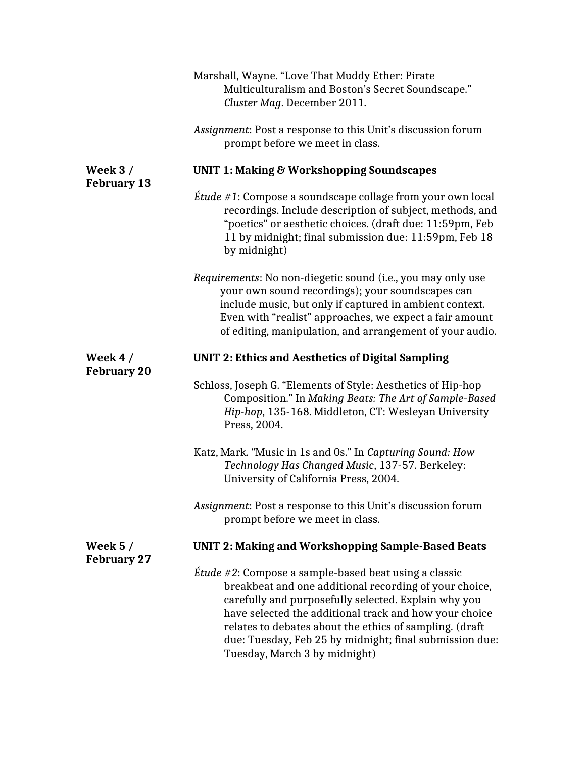Marshall, Wayne. “Love That Muddy Ether: Pirate Multiculturalism and Boston’s Secret Soundscape.” *Cluster Mag*. December 2011.

*Assignment*: Post a response to this Unit’s discussion forum prompt before we meet in class.

**Week 3 / February 13**

**UNIT 1: Making & Workshopping Soundscapes**

*Étude #1*: Compose a soundscape collage from your own local recordings. Include description of subject, methods, and “poetics” or aesthetic choices. (draft due: 11:59pm, Feb 11 by midnight; final submission due: 11:59pm, Feb 18 by midnight)

*Requirements*: No non-diegetic sound (i.e., you may only use your own sound recordings); your soundscapes can include music, but only if captured in ambient context. Even with “realist” approaches, we expect a fair amount of editing, manipulation, and arrangement of your audio.

**Week 4 / February 20**

**UNIT 2: Ethics and Aesthetics of Digital Sampling**

Schloss, Joseph G. “Elements of Style: Aesthetics of Hip-hop Composition.” In *Making Beats: The Art of Sample-Based Hip-hop*, 135-168. Middleton, CT: Wesleyan University Press, 2004.

Katz, Mark. “Music in 1s and 0s.” In *Capturing Sound: How Technology Has Changed Music*, 137-57. Berkeley: University of California Press, 2004.

*Assignment*: Post a response to this Unit’s discussion forum prompt before we meet in class.

**Week 5 / February 27**

**UNIT 2: Making and Workshopping Sample-Based Beats**

*Étude #2*: Compose a sample-based beat using a classic breakbeat and one additional recording of your choice, carefully and purposefully selected. Explain why you have selected the additional track and how your choice relates to debates about the ethics of sampling. (draft due: Tuesday, Feb 25 by midnight; final submission due: Tuesday, March 3 by midnight)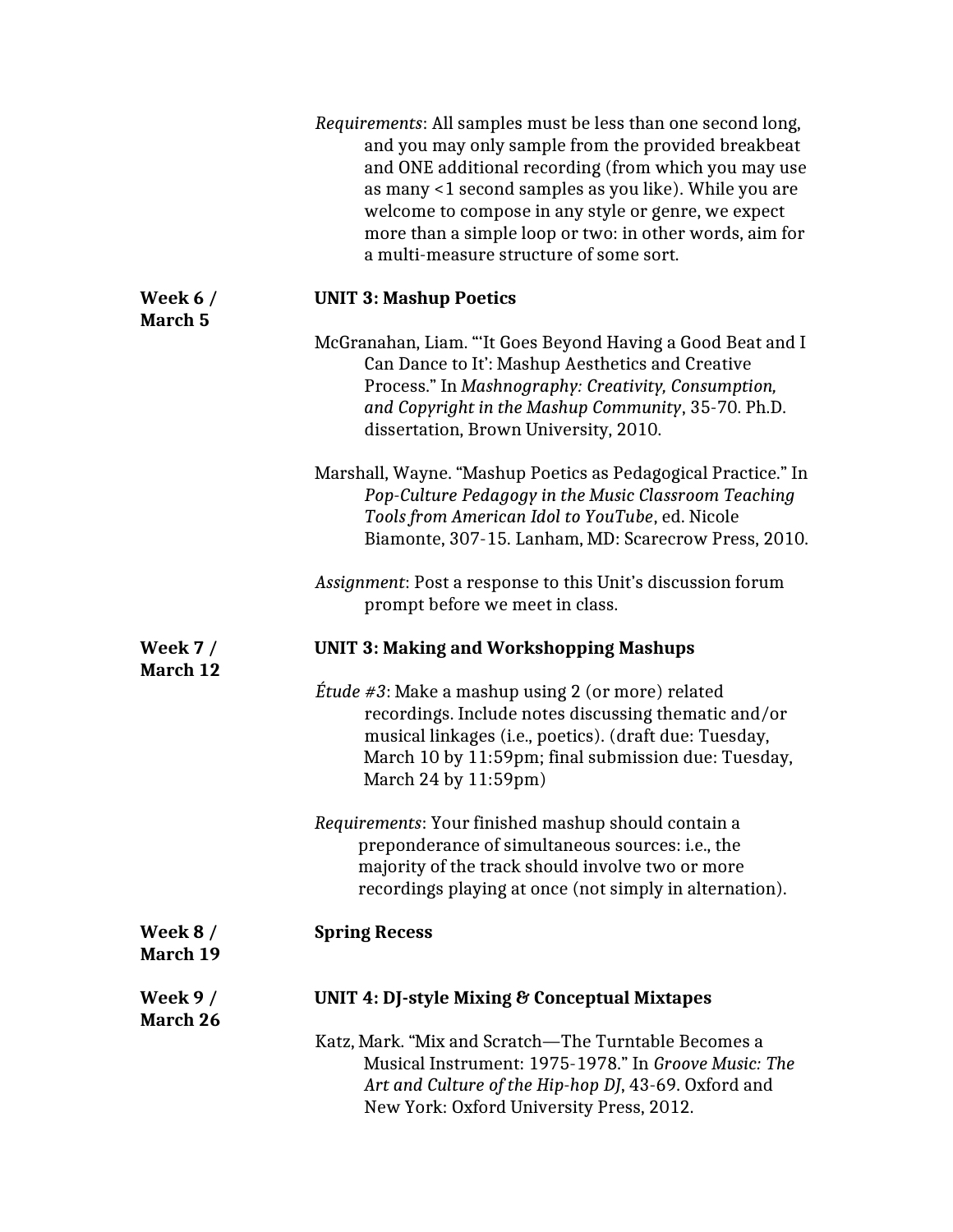*Requirements*: All samples must be less than one second long, and you may only sample from the provided breakbeat and ONE additional recording (from which you may use as many <1 second samples as you like). While you are welcome to compose in any style or genre, we expect more than a simple loop or two: in other words, aim for a multi-measure structure of some sort.

**Week 6 / March 5**

**UNIT 3: Mashup Poetics**

McGranahan, Liam. "'It Goes Beyond Having a Good Beat and I Can Dance to It': Mashup Aesthetics and Creative Process." In *Mashnography: Creativity, Consumption, and Copyright in the Mashup Community*, 35-70. Ph.D. dissertation, Brown University, 2010.

Marshall, Wayne. "Mashup Poetics as Pedagogical Practice." In *Pop-Culture Pedagogy in the Music Classroom Teaching Tools from American Idol to YouTube*, ed. Nicole Biamonte, 307-15. Lanham, MD: Scarecrow Press, 2010.

*Assignment*: Post a response to this Unit's discussion forum prompt before we meet in class.

**Week 7 / March 12**

**UNIT 3: Making and Workshopping Mashups**

*Étude #3*: Make a mashup using 2 (or more) related recordings. Include notes discussing thematic and/or musical linkages (i.e., poetics). (draft due: Tuesday, March 10 by 11:59pm; final submission due: Tuesday, March 24 by 11:59pm)

*Requirements*: Your finished mashup should contain a preponderance of simultaneous sources: i.e., the majority of the track should involve two or more recordings playing at once (not simply in alternation).

**Week 8 / March 19**

**Spring Recess**

**Week 9 / March 26**

**UNIT 4: DJ-style Mixing & Conceptual Mixtapes**

Katz, Mark. "Mix and Scratch—The Turntable Becomes a Musical Instrument: 1975-1978." In *Groove Music: The Art and Culture of the Hip-hop DJ*, 43-69. Oxford and New York: Oxford University Press, 2012.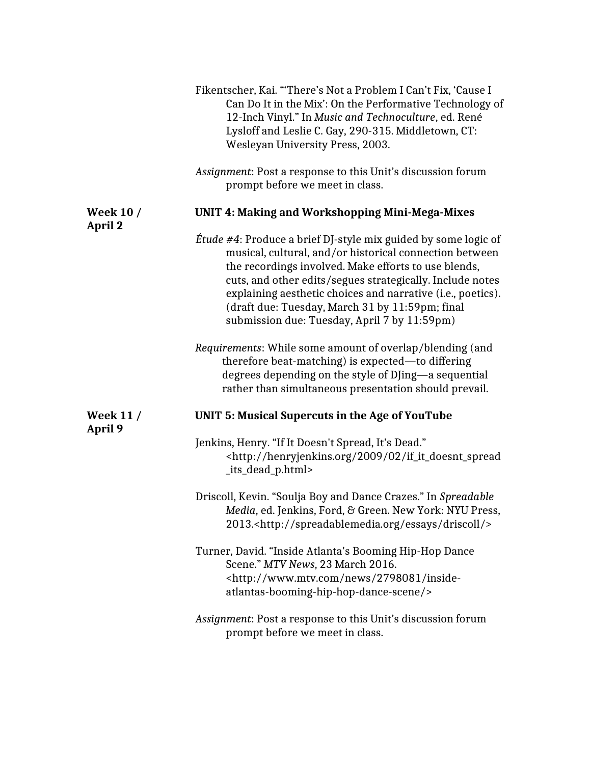Fikentscher, Kai. "'There's Not a Problem I Can't Fix, 'Cause I Can Do It in the Mix': On the Performative Technology of 12-Inch Vinyl." In *Music and Technoculture*, ed. René Lysloff and Leslie C. Gay, 290-315. Middletown, CT: Wesleyan University Press, 2003.

*Assignment*: Post a response to this Unit's discussion forum prompt before we meet in class.

**Week 10 / April 2**

**UNIT 4: Making and Workshopping Mini-Mega-Mixes**

*Étude #4*: Produce a brief DJ-style mix guided by some logic of musical, cultural, and/or historical connection between the recordings involved. Make efforts to use blends, cuts, and other edits/segues strategically. Include notes explaining aesthetic choices and narrative (i.e., poetics). (draft due: Tuesday, March 31 by 11:59pm; final submission due: Tuesday, April 7 by 11:59pm)

*Requirements*: While some amount of overlap/blending (and therefore beat-matching) is expected—to differing degrees depending on the style of DJing—a sequential rather than simultaneous presentation should prevail.

**Week 11 / April 9**

**UNIT 5: Musical Supercuts in the Age of YouTube**

Jenkins, Henry. "If It Doesn't Spread, It's Dead." <http://henryjenkins.org/2009/02/if_it_doesnt_spread_its_dead_p.html>

Driscoll, Kevin. "Soulja Boy and Dance Crazes." In *Spreadable Media*, ed. Jenkins, Ford, & Green. New York: NYU Press, 2013.<http://spreadablemedia.org/essays/driscoll/>

Turner, David. "Inside Atlanta's Booming Hip-Hop Dance Scene." *MTV News*, 23 March 2016. <http://www.mtv.com/news/2798081/inside-atlantas-booming-hip-hop-dance-scene/>

*Assignment*: Post a response to this Unit's discussion forum prompt before we meet in class.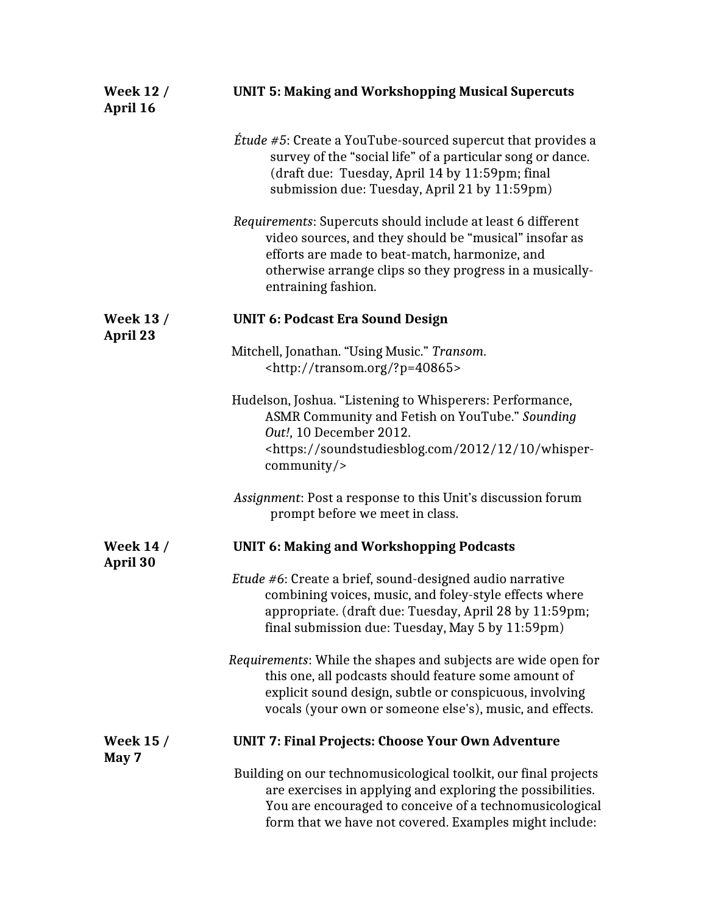**Week 12 / April 16** — **UNIT 5: Making and Workshopping Musical Supercuts**

*Étude #5*: Create a YouTube-sourced supercut that provides a survey of the “social life” of a particular song or dance. (draft due: Tuesday, April 14 by 11:59pm; final submission due: Tuesday, April 21 by 11:59pm)

*Requirements*: Supercuts should include at least 6 different video sources, and they should be “musical” insofar as efforts are made to beat-match, harmonize, and otherwise arrange clips so they progress in a musically-entraining fashion.

**Week 13 / April 23** — **UNIT 6: Podcast Era Sound Design**

Mitchell, Jonathan. “Using Music.” *Transom*. <http://transom.org/?p=40865>

Hudelson, Joshua. “Listening to Whisperers: Performance, ASMR Community and Fetish on YouTube.” *Sounding Out!*, 10 December 2012. <https://soundstudiesblog.com/2012/12/10/whisper-community/>

*Assignment*: Post a response to this Unit’s discussion forum prompt before we meet in class.

**Week 14 / April 30** — **UNIT 6: Making and Workshopping Podcasts**

*Etude #6*: Create a brief, sound-designed audio narrative combining voices, music, and foley-style effects where appropriate. (draft due: Tuesday, April 28 by 11:59pm; final submission due: Tuesday, May 5 by 11:59pm)

*Requirements*: While the shapes and subjects are wide open for this one, all podcasts should feature some amount of explicit sound design, subtle or conspicuous, involving vocals (your own or someone else's), music, and effects.

**Week 15 / May 7** — **UNIT 7: Final Projects: Choose Your Own Adventure**

Building on our technomusicological toolkit, our final projects are exercises in applying and exploring the possibilities. You are encouraged to conceive of a technomusicological form that we have not covered. Examples might include: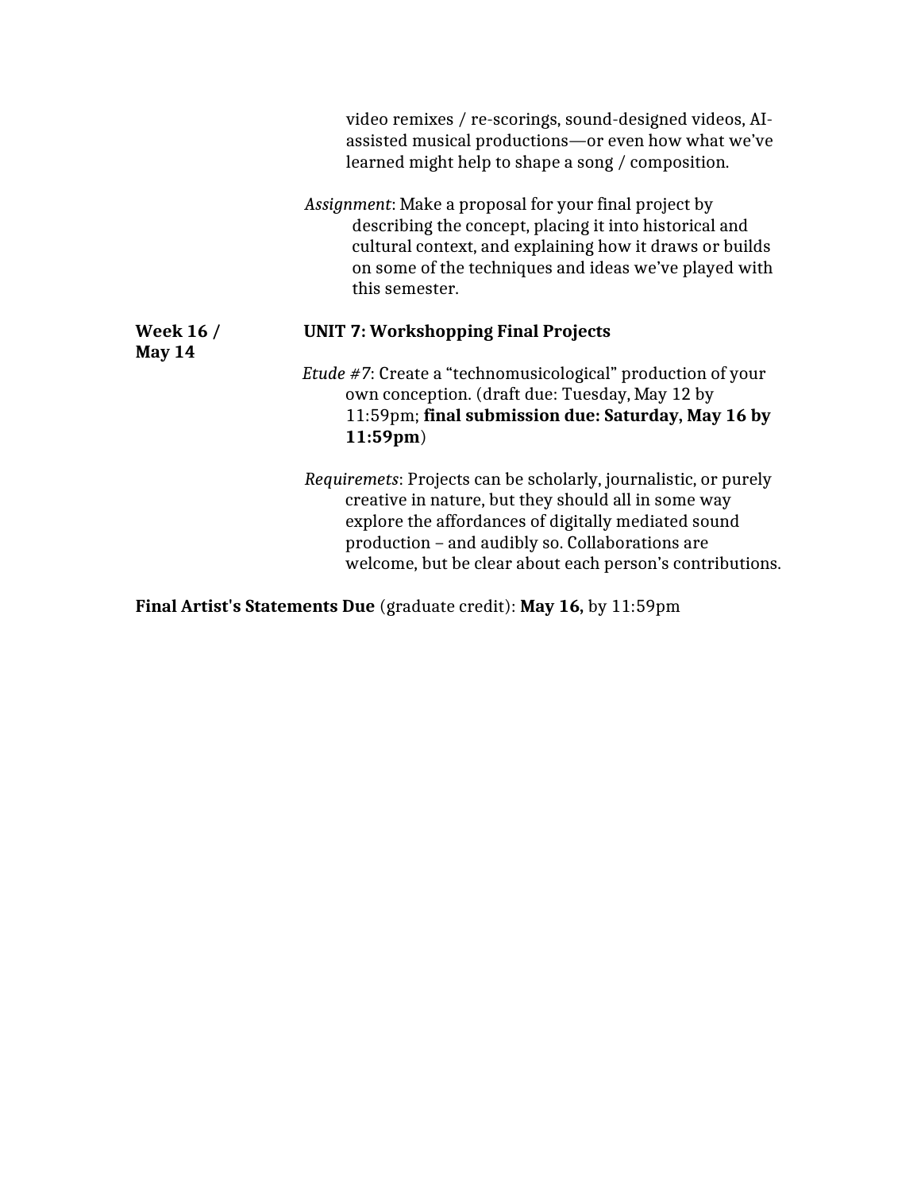video remixes / re-scorings, sound-designed videos, AI-assisted musical productions—or even how what we've learned might help to shape a song / composition.

*Assignment*: Make a proposal for your final project by describing the concept, placing it into historical and cultural context, and explaining how it draws or builds on some of the techniques and ideas we've played with this semester.

**Week 16 / May 14** — **UNIT 7: Workshopping Final Projects**

*Etude #7*: Create a "technomusicological" production of your own conception. (draft due: Tuesday, May 12 by 11:59pm; **final submission due: Saturday, May 16 by 11:59pm**)

*Requiremets*: Projects can be scholarly, journalistic, or purely creative in nature, but they should all in some way explore the affordances of digitally mediated sound production – and audibly so. Collaborations are welcome, but be clear about each person's contributions.

**Final Artist's Statements Due** (graduate credit): **May 16,** by 11:59pm